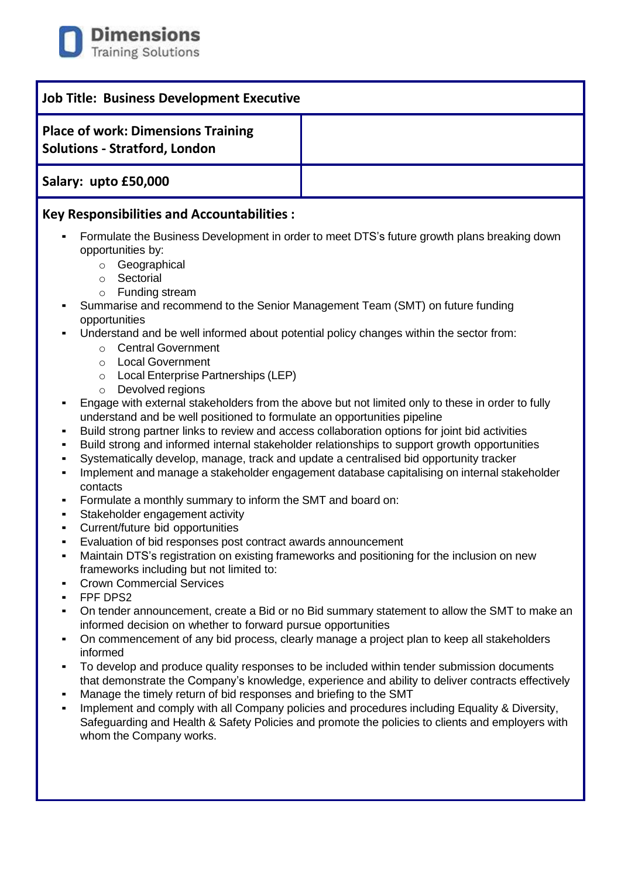Dimensions Training Solutions

| Job Title: Business Development Executive | |
|---|---|
| **Place of work: Dimensions Training Solutions - Stratford, London** | |
| **Salary: upto £50,000** | |

**Key Responsibilities and Accountabilities :**

- Formulate the Business Development in order to meet DTS's future growth plans breaking down opportunities by:
  - Geographical
  - Sectorial
  - Funding stream
- Summarise and recommend to the Senior Management Team (SMT) on future funding opportunities
- Understand and be well informed about potential policy changes within the sector from:
  - Central Government
  - Local Government
  - Local Enterprise Partnerships (LEP)
  - Devolved regions
- Engage with external stakeholders from the above but not limited only to these in order to fully understand and be well positioned to formulate an opportunities pipeline
- Build strong partner links to review and access collaboration options for joint bid activities
- Build strong and informed internal stakeholder relationships to support growth opportunities
- Systematically develop, manage, track and update a centralised bid opportunity tracker
- Implement and manage a stakeholder engagement database capitalising on internal stakeholder contacts
- Formulate a monthly summary to inform the SMT and board on:
- Stakeholder engagement activity
- Current/future bid opportunities
- Evaluation of bid responses post contract awards announcement
- Maintain DTS's registration on existing frameworks and positioning for the inclusion on new frameworks including but not limited to:
- Crown Commercial Services
- FPF DPS2
- On tender announcement, create a Bid or no Bid summary statement to allow the SMT to make an informed decision on whether to forward pursue opportunities
- On commencement of any bid process, clearly manage a project plan to keep all stakeholders informed
- To develop and produce quality responses to be included within tender submission documents that demonstrate the Company's knowledge, experience and ability to deliver contracts effectively
- Manage the timely return of bid responses and briefing to the SMT
- Implement and comply with all Company policies and procedures including Equality & Diversity, Safeguarding and Health & Safety Policies and promote the policies to clients and employers with whom the Company works.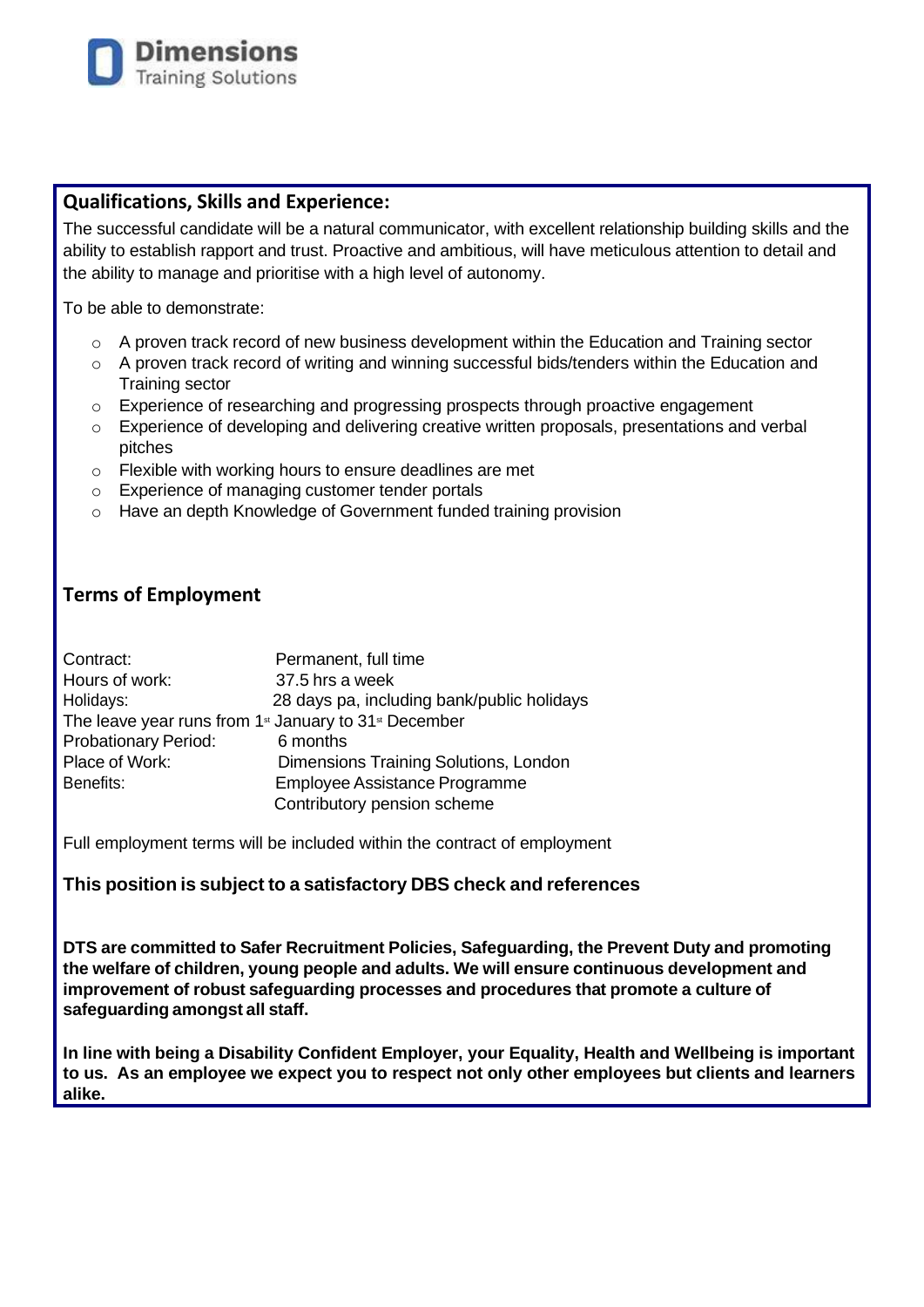## Qualifications, Skills and Experience:

The successful candidate will be a natural communicator, with excellent relationship building skills and the ability to establish rapport and trust. Proactive and ambitious, will have meticulous attention to detail and the ability to manage and prioritise with a high level of autonomy.

To be able to demonstrate:

- A proven track record of new business development within the Education and Training sector
- A proven track record of writing and winning successful bids/tenders within the Education and Training sector
- Experience of researching and progressing prospects through proactive engagement
- Experience of developing and delivering creative written proposals, presentations and verbal pitches
- Flexible with working hours to ensure deadlines are met
- Experience of managing customer tender portals
- Have an depth Knowledge of Government funded training provision

## Terms of Employment

| | |
|---|---|
| Contract: | Permanent, full time |
| Hours of work: | 37.5 hrs a week |
| Holidays: | 28 days pa, including bank/public holidays |

The leave year runs from 1st January to 31st December

| | |
|---|---|
| Probationary Period: | 6 months |
| Place of Work: | Dimensions Training Solutions, London |
| Benefits: | Employee Assistance Programme<br>Contributory pension scheme |

Full employment terms will be included within the contract of employment

**This position is subject to a satisfactory DBS check and references**

**DTS are committed to Safer Recruitment Policies, Safeguarding, the Prevent Duty and promoting the welfare of children, young people and adults. We will ensure continuous development and improvement of robust safeguarding processes and procedures that promote a culture of safeguarding amongst all staff.**

**In line with being a Disability Confident Employer, your Equality, Health and Wellbeing is important to us. As an employee we expect you to respect not only other employees but clients and learners alike.**